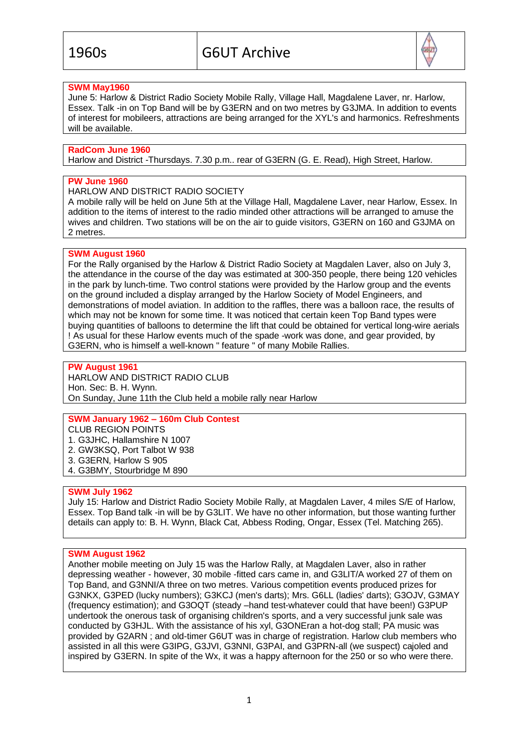| 1960s | G6UT Archive |
|---|---|

**SWM May1960**

June 5: Harlow & District Radio Society Mobile Rally, Village Hall, Magdalene Laver, nr. Harlow, Essex. Talk -in on Top Band will be by G3ERN and on two metres by G3JMA. In addition to events of interest for mobileers, attractions are being arranged for the XYL's and harmonics. Refreshments will be available.

**RadCom June 1960**

Harlow and District -Thursdays. 7.30 p.m.. rear of G3ERN (G. E. Read), High Street, Harlow.

**PW June 1960**

HARLOW AND DISTRICT RADIO SOCIETY

A mobile rally will be held on June 5th at the Village Hall, Magdalene Laver, near Harlow, Essex. In addition to the items of interest to the radio minded other attractions will be arranged to amuse the wives and children. Two stations will be on the air to guide visitors, G3ERN on 160 and G3JMA on 2 metres.

**SWM August 1960**

For the Rally organised by the Harlow & District Radio Society at Magdalen Laver, also on July 3, the attendance in the course of the day was estimated at 300-350 people, there being 120 vehicles in the park by lunch-time. Two control stations were provided by the Harlow group and the events on the ground included a display arranged by the Harlow Society of Model Engineers, and demonstrations of model aviation. In addition to the raffles, there was a balloon race, the results of which may not be known for some time. It was noticed that certain keen Top Band types were buying quantities of balloons to determine the lift that could be obtained for vertical long-wire aerials ! As usual for these Harlow events much of the spade -work was done, and gear provided, by G3ERN, who is himself a well-known " feature " of many Mobile Rallies.

**PW August 1961**

HARLOW AND DISTRICT RADIO CLUB

Hon. Sec: B. H. Wynn.

On Sunday, June 11th the Club held a mobile rally near Harlow

**SWM January 1962 – 160m Club Contest**

CLUB REGION POINTS

1. G3JHC, Hallamshire N 1007
2. GW3KSQ, Port Talbot W 938
3. G3ERN, Harlow S 905
4. G3BMY, Stourbridge M 890

**SWM July 1962**

July 15: Harlow and District Radio Society Mobile Rally, at Magdalen Laver, 4 miles S/E of Harlow, Essex. Top Band talk -in will be by G3LIT. We have no other information, but those wanting further details can apply to: B. H. Wynn, Black Cat, Abbess Roding, Ongar, Essex (Tel. Matching 265).

**SWM August 1962**

Another mobile meeting on July 15 was the Harlow Rally, at Magdalen Laver, also in rather depressing weather - however, 30 mobile -fitted cars came in, and G3LIT/A worked 27 of them on Top Band, and G3NNI/A three on two metres. Various competition events produced prizes for G3NKX, G3PED (lucky numbers); G3KCJ (men's darts); Mrs. G6LL (ladies' darts); G3OJV, G3MAY (frequency estimation); and G3OQT (steady –hand test-whatever could that have been!) G3PUP undertook the onerous task of organising children's sports, and a very successful junk sale was conducted by G3HJL. With the assistance of his xyl, G3ONEran a hot-dog stall; PA music was provided by G2ARN ; and old-timer G6UT was in charge of registration. Harlow club members who assisted in all this were G3IPG, G3JVI, G3NNI, G3PAI, and G3PRN-all (we suspect) cajoled and inspired by G3ERN. In spite of the Wx, it was a happy afternoon for the 250 or so who were there.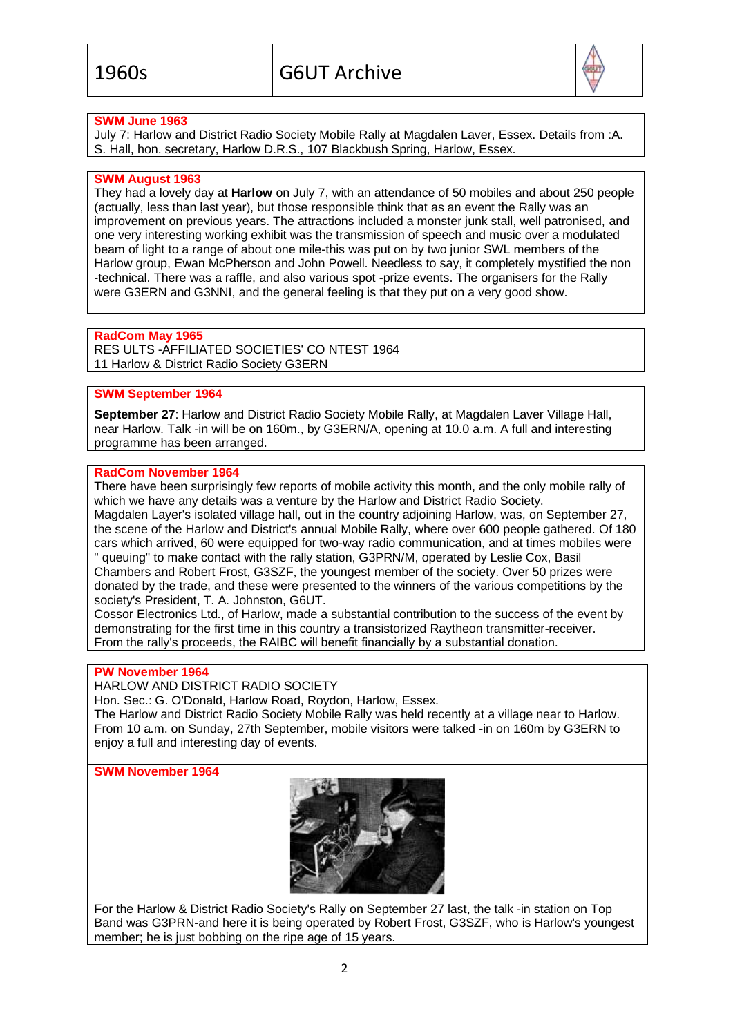**SWM June 1963**

July 7: Harlow and District Radio Society Mobile Rally at Magdalen Laver, Essex. Details from :A. S. Hall, hon. secretary, Harlow D.R.S., 107 Blackbush Spring, Harlow, Essex.

**SWM August 1963**

They had a lovely day at **Harlow** on July 7, with an attendance of 50 mobiles and about 250 people (actually, less than last year), but those responsible think that as an event the Rally was an improvement on previous years. The attractions included a monster junk stall, well patronised, and one very interesting working exhibit was the transmission of speech and music over a modulated beam of light to a range of about one mile-this was put on by two junior SWL members of the Harlow group, Ewan McPherson and John Powell. Needless to say, it completely mystified the non -technical. There was a raffle, and also various spot -prize events. The organisers for the Rally were G3ERN and G3NNI, and the general feeling is that they put on a very good show.

**RadCom May 1965**

RES ULTS -AFFILIATED SOCIETIES' CO NTEST 1964

11 Harlow & District Radio Society G3ERN

**SWM September 1964**

**September 27**: Harlow and District Radio Society Mobile Rally, at Magdalen Laver Village Hall, near Harlow. Talk -in will be on 160m., by G3ERN/A, opening at 10.0 a.m. A full and interesting programme has been arranged.

**RadCom November 1964**

There have been surprisingly few reports of mobile activity this month, and the only mobile rally of which we have any details was a venture by the Harlow and District Radio Society.

Magdalen Layer's isolated village hall, out in the country adjoining Harlow, was, on September 27, the scene of the Harlow and District's annual Mobile Rally, where over 600 people gathered. Of 180 cars which arrived, 60 were equipped for two-way radio communication, and at times mobiles were " queuing" to make contact with the rally station, G3PRN/M, operated by Leslie Cox, Basil Chambers and Robert Frost, G3SZF, the youngest member of the society. Over 50 prizes were donated by the trade, and these were presented to the winners of the various competitions by the society's President, T. A. Johnston, G6UT.

Cossor Electronics Ltd., of Harlow, made a substantial contribution to the success of the event by demonstrating for the first time in this country a transistorized Raytheon transmitter-receiver.

From the rally's proceeds, the RAIBC will benefit financially by a substantial donation.

**PW November 1964**

HARLOW AND DISTRICT RADIO SOCIETY

Hon. Sec.: G. O'Donald, Harlow Road, Roydon, Harlow, Essex.

The Harlow and District Radio Society Mobile Rally was held recently at a village near to Harlow. From 10 a.m. on Sunday, 27th September, mobile visitors were talked -in on 160m by G3ERN to enjoy a full and interesting day of events.

**SWM November 1964**

For the Harlow & District Radio Society's Rally on September 27 last, the talk -in station on Top Band was G3PRN-and here it is being operated by Robert Frost, G3SZF, who is Harlow's youngest member; he is just bobbing on the ripe age of 15 years.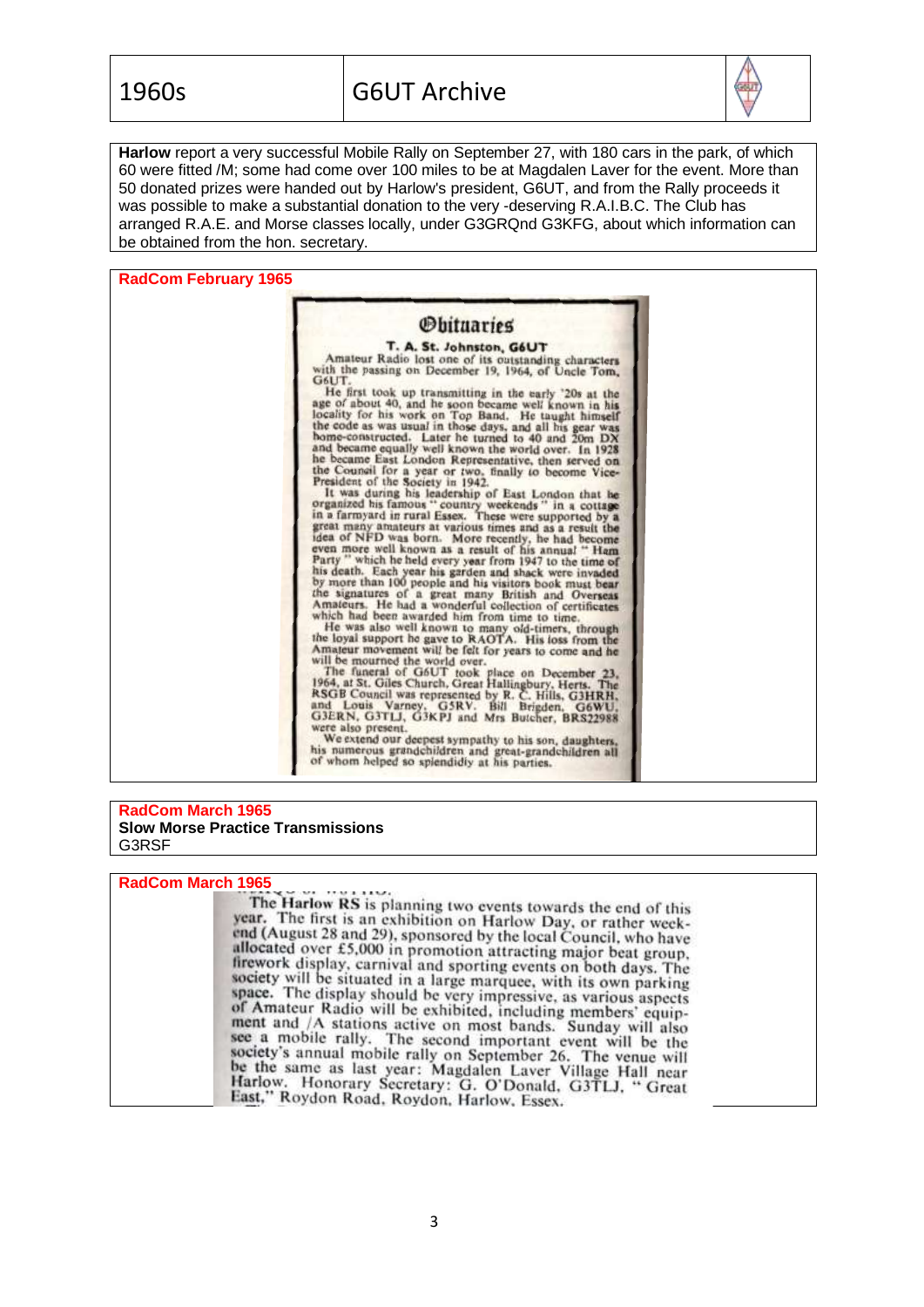**Harlow** report a very successful Mobile Rally on September 27, with 180 cars in the park, of which 60 were fitted /M; some had come over 100 miles to be at Magdalen Laver for the event. More than 50 donated prizes were handed out by Harlow's president, G6UT, and from the Rally proceeds it was possible to make a substantial donation to the very -deserving R.A.I.B.C. The Club has arranged R.A.E. and Morse classes locally, under G3GRQnd G3KFG, about which information can be obtained from the hon. secretary.

## RadCom February 1965

### Obituaries

**T. A. St. Johnston, G6UT**

Amateur Radio lost one of its outstanding characters with the passing on December 19, 1964, of Uncle Tom, G6UT.

He first took up transmitting in the early '20s at the age of about 40, and he soon became well known in his locality for his work on Top Band. He taught himself the code as was usual in those days, and all his gear was home-constructed. Later he turned to 40 and 20m DX and became equally well known the world over. In 1928 he became East London Representative, then served on the Council for a year or two, finally to become Vice-President of the Society in 1942.

It was during his leadership of East London that he organized his famous "country weekends" in a cottage in a farmyard in rural Essex. These were supported by a great many amateurs at various times and as a result the idea of NFD was born. More recently, he had become even more well known as a result of his annual "Ham Party" which he held every year from 1947 to the time of his death. Each year his garden and shack were invaded by more than 100 people and his visitors book must bear the signatures of a great many British and Overseas Amateurs. He had a wonderful collection of certificates which had been awarded him from time to time.

He was also well known to many old-timers, through the loyal support he gave to RAOTA. His loss from the Amateur movement will be felt for years to come and he will be mourned the world over.

The funeral of G6UT took place on December 23, 1964, at St. Giles Church, Great Hallingbury, Herts. The RSGB Council was represented by R. C. Hills, G3HRH, and Louis Varney, G5RV. Bill Brigden, G6WU, G3ERN, G3TLJ, G3KPJ and Mrs Butcher, BRS22988 were also present.

We extend our deepest sympathy to his son, daughters, his numerous grandchildren and great-grandchildren all of whom helped so splendidly at his parties.

## RadCom March 1965

**Slow Morse Practice Transmissions**

G3RSF

## RadCom March 1965

The **Harlow RS** is planning two events towards the end of this year. The first is an exhibition on Harlow Day, or rather week-end (August 28 and 29), sponsored by the local Council, who have allocated over £5,000 in promotion attracting major beat group, firework display, carnival and sporting events on both days. The society will be situated in a large marquee, with its own parking space. The display should be very impressive, as various aspects of Amateur Radio will be exhibited, including members' equipment and /A stations active on most bands. Sunday will also see a mobile rally. The second important event will be the society's annual mobile rally on September 26. The venue will be the same as last year: Magdalen Laver Village Hall near Harlow. Honorary Secretary: G. O'Donald, G3TLJ, "Great East," Roydon Road, Roydon, Harlow, Essex.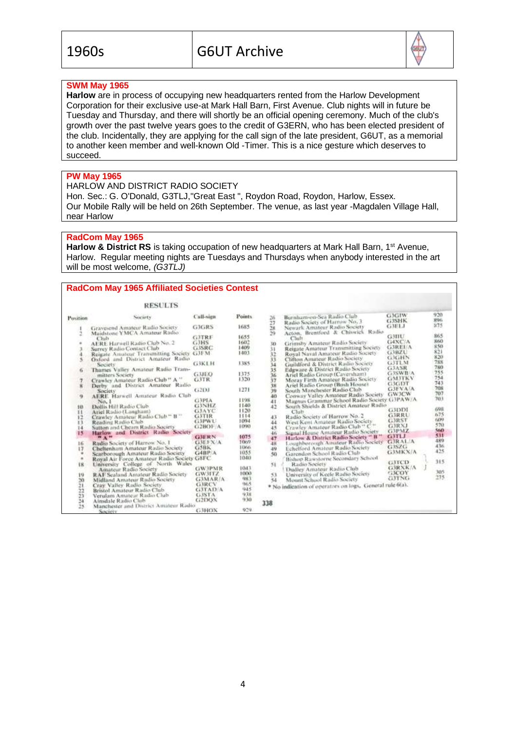## SWM May 1965

**Harlow** are in process of occupying new headquarters rented from the Harlow Development Corporation for their exclusive use-at Mark Hall Barn, First Avenue. Club nights will in future be Tuesday and Thursday, and there will shortly be an official opening ceremony. Much of the club's growth over the past twelve years goes to the credit of G3ERN, who has been elected president of the club. Incidentally, they are applying for the call sign of the late president, G6UT, as a memorial to another keen member and well-known Old -Timer. This is a nice gesture which deserves to succeed.

## PW May 1965

HARLOW AND DISTRICT RADIO SOCIETY

Hon. Sec.: G. O'Donald, G3TLJ,"Great East ", Roydon Road, Roydon, Harlow, Essex.

Our Mobile Rally will be held on 26th September. The venue, as last year -Magdalen Village Hall, near Harlow

## RadCom May 1965

**Harlow & District RS** is taking occupation of new headquarters at Mark Hall Barn, 1st Avenue, Harlow. Regular meeting nights are Tuesdays and Thursdays when anybody interested in the art will be most welcome, *(G3TLJ)*

## RadCom May 1965 Affiliated Societies Contest

### RESULTS

| Position | Society | Call-sign | Points |
|---|---|---|---|
| 1 | Gravesend Amateur Radio Society | G3GRS | 1685 |
| 2 | Maidstone YMCA Amateur Radio Club | G3TRF | 1655 |
| * | AERE Harwell Radio Club No. 2 | G3HS | 1602 |
| 3 | Surrey Radio Contact Club | G3SRC | 1409 |
| 4 | Reigate Amateur Transmitting Society | G3FM | 1403 |
| 5 | Oxford and District Amateur Radio Society | G3KLH | 1385 |
| 6 | Thames Valley Amateur Radio Transmitters Society | G3JEQ | 1375 |
| 7 | Crawley Amateur Radio Club "A" | G3TR | 1320 |
| 8 | Derby and District Amateur Radio Society | G2DJ | 1271 |
| 9 | AERE Harwell Amateur Radio Club No. 1 | G3PIA | 1198 |
| 10 | Dollis Hill Radio Club | G3NHZ | 1140 |
| 11 | Ariel Radio (Langham) | G3AYC | 1120 |
| 12 | Crawley Amateur Radio Club "B" | G3TIR | 1114 |
| 13 | Reading Radio Club | G3PWU | 1094 |
| 14 | Sutton and Cheam Radio Society | G2BOF/A | 1090 |
| 15 | **Harlow and District Radio Society "A"** | **G3ERN** | **1075** |
| 16 | Radio Society of Harrow No. 1 | G3EFX/A | 1069 |
| 17 | Cheltenham Amateur Radio Society | G5BK | 1066 |
| * | Scarborough Amateur Radio Society | G4BP/A | 1055 |
| * | Royal Air Force Amateur Radio Society | G8FC | 1040 |
| 18 | University College of North Wales Amateur Radio Society | GW3PMR | 1043 |
| 19 | RAF Sealand Amateur Radio Society | GW3ITZ | 1000 |
| 20 | Midland Amateur Radio Society | G3MAR/A | 983 |
| 21 | Cray Valley Radio Society | G3RCV | 965 |
| 22 | Bristol Amateur Radio Club | G3TAD/A | 945 |
| 23 | Verulam Amateur Radio Club | G3STA | 938 |
| 24 | Airedale Radio Club | G2DQX | 930 |
| 25 | Manchester and District Amateur Radio Society | G3HOX | 929 |
| 26 | Burnham-on-Sea Radio Club | G3GIW | 920 |
| 27 | Radio Society of Harrow No. 3 | G3SHK | 896 |
| 28 | Newark Amateur Radio Society | G3ELJ | 875 |
| 29 | Acton, Brentford & Chiswick Radio Club | G3IIU | 865 |
| 30 | Grimsby Amateur Radio Society | G4XC/A | 860 |
| 31 | Reigate Amateur Transmitting Society | G3REI/A | 850 |
| 32 | Royal Naval Amateur Radio Society | G3BZU | 821 |
| 33 | Clifton Amateur Radio Society | G3GHN | 820 |
| 34 | Guildford & District Radio Society | G3TLM | 788 |
| 35 | Edgware & District Radio Society | G3ASR | 780 |
| 36 | Ariel Radio Group (Caversham) | G3SWB/A | 755 |
| 37 | Moray Firth Amateur Radio Society | GM3TKV | 754 |
| 38 | Ariel Radio Group (Bush House) | G3GDT | 743 |
| 39 | South Manchester Radio Club | G3FVA/A | 708 |
| 40 | Conway Valley Amateur Radio Society | GW3CW | 707 |
| 41 | Magnus Grammar School Radio Society | G3PAW/A | 703 |
| 42 | South Shields & District Amateur Radio Club | G3DDI | 698 |
| 43 | Radio Society of Harrow No. 2 | G3RRU | 675 |
| 44 | West Kent Amateur Radio Society | G3RST | 609 |
| 45 | Crawley Amateur Radio Club "C" | G3RXJ | 570 |
| 46 | Signal House Amateur Radio Society | G3PMZ | 560 |
| 47 | **Harlow & District Radio Society "B"** | **G3TLJ** | **531** |
| 48 | Loughborough Amateur Radio Society | G3RAL/A | 489 |
| 49 | Echelford Amateur Radio Society | G3SZG | 436 |
| 50 | Garendon School Radio Club | G3MKN/A | 425 |
| 51 | Bishop Rawstorne Secondary School Radio Society | G3TCD | 315 |
| 51 | Dudley Amateur Radio Club | G3RXK/A | 315 |
| 53 | University of Keele Radio Society | G3COY | 305 |
| 54 | Mount School Radio Society | G3TNG | 275 |

\* No indication of operators on logs. General rule 6(a).

338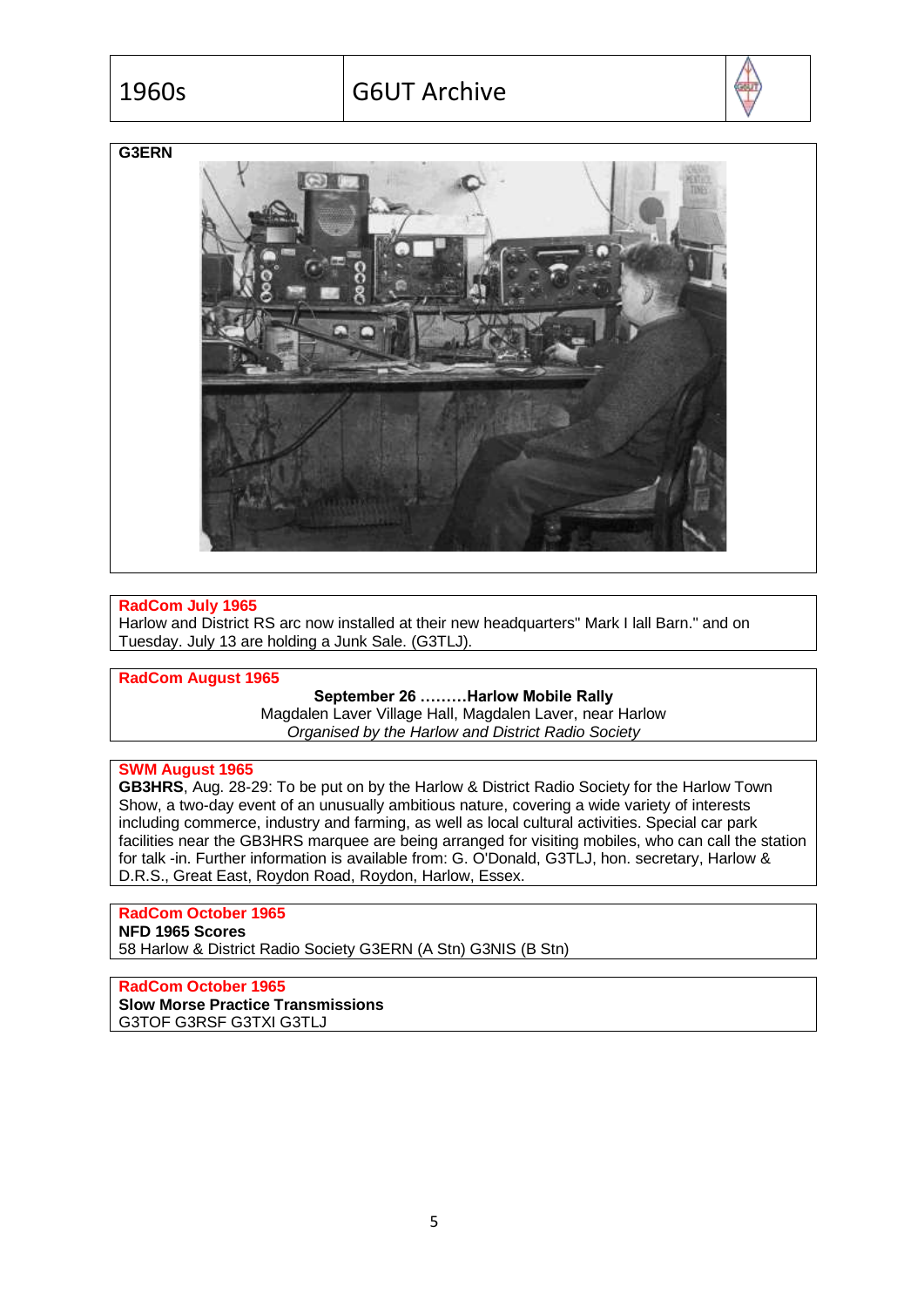**G3ERN**

**RadCom July 1965**

Harlow and District RS arc now installed at their new headquarters" Mark I lall Barn." and on Tuesday. July 13 are holding a Junk Sale. (G3TLJ).

**RadCom August 1965**

**September 26 .........Harlow Mobile Rally**

Magdalen Laver Village Hall, Magdalen Laver, near Harlow

*Organised by the Harlow and District Radio Society*

**SWM August 1965**

**GB3HRS**, Aug. 28-29: To be put on by the Harlow & District Radio Society for the Harlow Town Show, a two-day event of an unusually ambitious nature, covering a wide variety of interests including commerce, industry and farming, as well as local cultural activities. Special car park facilities near the GB3HRS marquee are being arranged for visiting mobiles, who can call the station for talk -in. Further information is available from: G. O'Donald, G3TLJ, hon. secretary, Harlow & D.R.S., Great East, Roydon Road, Roydon, Harlow, Essex.

**RadCom October 1965**

**NFD 1965 Scores**

58 Harlow & District Radio Society G3ERN (A Stn) G3NIS (B Stn)

**RadCom October 1965**

**Slow Morse Practice Transmissions**

G3TOF G3RSF G3TXI G3TLJ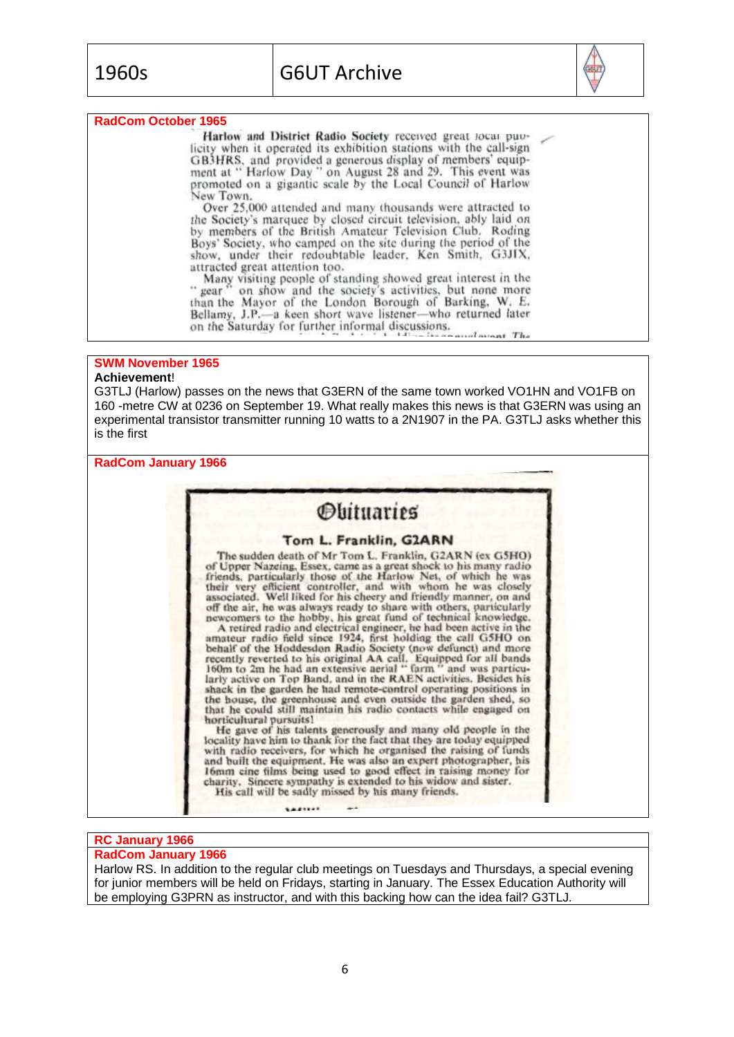## RadCom October 1965

Harlow and District Radio Society received great local publicity when it operated its exhibition stations with the call-sign GB3HRS, and provided a generous display of members' equipment at " Harlow Day " on August 28 and 29. This event was promoted on a gigantic scale by the Local Council of Harlow New Town.

Over 25,000 attended and many thousands were attracted to the Society's marquee by closed circuit television, ably laid on by members of the British Amateur Television Club. Roding Boys' Society, who camped on the site during the period of the show, under their redoubtable leader, Ken Smith, G3JIX, attracted great attention too.

Many visiting people of standing showed great interest in the " gear " on show and the society's activities, but none more than the Mayor of the London Borough of Barking, W. E. Bellamy, J.P.—a keen short wave listener—who returned later on the Saturday for further informal discussions.

## SWM November 1965

**Achievement**!

G3TLJ (Harlow) passes on the news that G3ERN of the same town worked VO1HN and VO1FB on 160 -metre CW at 0236 on September 19. What really makes this news is that G3ERN was using an experimental transistor transmitter running 10 watts to a 2N1907 in the PA. G3TLJ asks whether this is the first

## RadCom January 1966

### Obituaries

#### Tom L. Franklin, G2ARN

The sudden death of Mr Tom L. Franklin, G2ARN (ex G5HO) of Upper Nazeing, Essex, came as a great shock to his many radio friends, particularly those of the Harlow Net, of which he was their very efficient controller, and with whom he was closely associated. Well liked for his cheery and friendly manner, on and off the air, he was always ready to share with others, particularly newcomers to the hobby, his great fund of technical knowledge.

A retired radio and electrical engineer, he had been active in the amateur radio field since 1924, first holding the call G5HO on behalf of the Hoddesdon Radio Society (now defunct) and more recently reverted to his original AA call. Equipped for all bands 160m to 2m he had an extensive aerial " farm " and was particularly active on Top Band, and in the RAEN activities. Besides his shack in the garden he had remote-control operating positions in the house, the greenhouse and even outside the garden shed, so that he could still maintain his radio contacts while engaged on horticultural pursuits!

He gave of his talents generously and many old people in the locality have him to thank for the fact that they are today equipped with radio receivers, for which he organised the raising of funds and built the equipment. He was also an expert photographer, his 16mm cine films being used to good effect in raising money for charity. Sincere sympathy is extended to his widow and sister.

His call will be sadly missed by his many friends.

## RC January 1966

## RadCom January 1966

Harlow RS. In addition to the regular club meetings on Tuesdays and Thursdays, a special evening for junior members will be held on Fridays, starting in January. The Essex Education Authority will be employing G3PRN as instructor, and with this backing how can the idea fail? G3TLJ.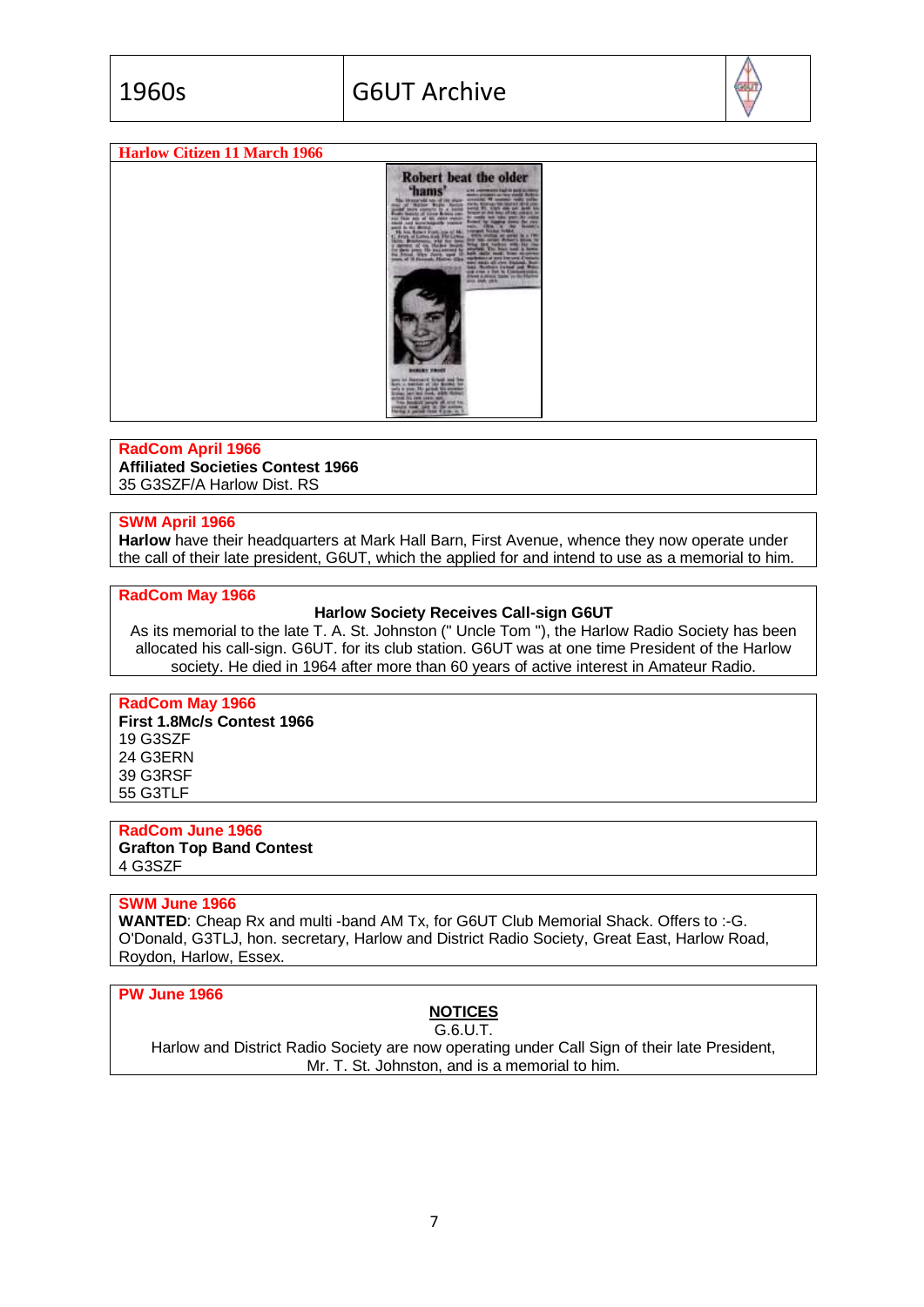**Harlow Citizen 11 March 1966**

Robert beat the older 'hams'

**RadCom April 1966**

**Affiliated Societies Contest 1966**

35 G3SZF/A Harlow Dist. RS

**SWM April 1966**

**Harlow** have their headquarters at Mark Hall Barn, First Avenue, whence they now operate under the call of their late president, G6UT, which the applied for and intend to use as a memorial to him.

**RadCom May 1966**

**Harlow Society Receives Call-sign G6UT**

As its memorial to the late T. A. St. Johnston (" Uncle Tom "), the Harlow Radio Society has been allocated his call-sign. G6UT. for its club station. G6UT was at one time President of the Harlow society. He died in 1964 after more than 60 years of active interest in Amateur Radio.

**RadCom May 1966**

**First 1.8Mc/s Contest 1966**

19 G3SZF
24 G3ERN
39 G3RSF
55 G3TLF

**RadCom June 1966**

**Grafton Top Band Contest**

4 G3SZF

**SWM June 1966**

**WANTED**: Cheap Rx and multi -band AM Tx, for G6UT Club Memorial Shack. Offers to :-G. O'Donald, G3TLJ, hon. secretary, Harlow and District Radio Society, Great East, Harlow Road, Roydon, Harlow, Essex.

**PW June 1966**

**NOTICES**

G.6.U.T.

Harlow and District Radio Society are now operating under Call Sign of their late President, Mr. T. St. Johnston, and is a memorial to him.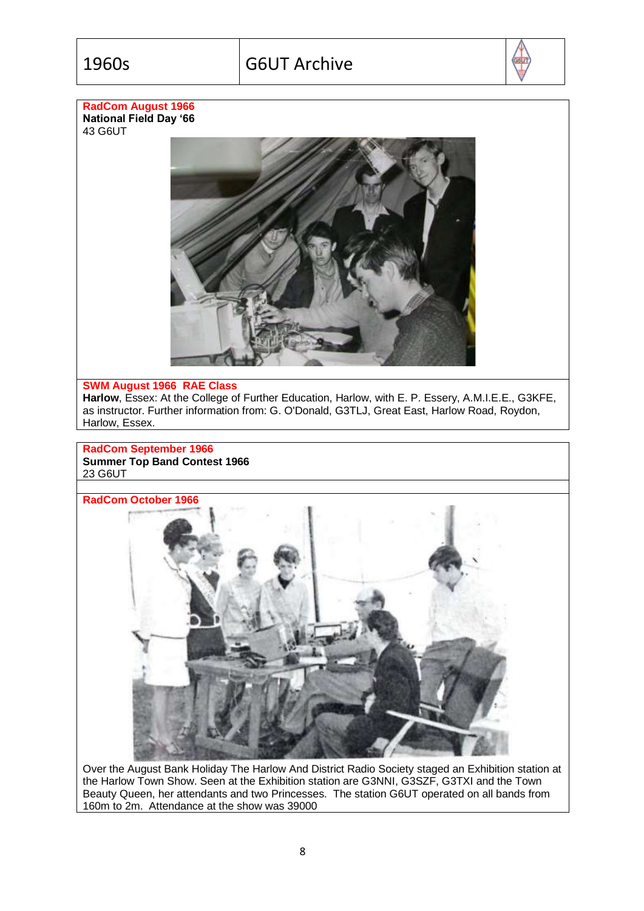**RadCom August 1966**
**National Field Day '66**
43 G6UT

**SWM August 1966 RAE Class**
**Harlow**, Essex: At the College of Further Education, Harlow, with E. P. Essery, A.M.I.E.E., G3KFE, as instructor. Further information from: G. O'Donald, G3TLJ, Great East, Harlow Road, Roydon, Harlow, Essex.

**RadCom September 1966**
**Summer Top Band Contest 1966**
23 G6UT

**RadCom October 1966**

Over the August Bank Holiday The Harlow And District Radio Society staged an Exhibition station at the Harlow Town Show. Seen at the Exhibition station are G3NNI, G3SZF, G3TXI and the Town Beauty Queen, her attendants and two Princesses. The station G6UT operated on all bands from 160m to 2m. Attendance at the show was 39000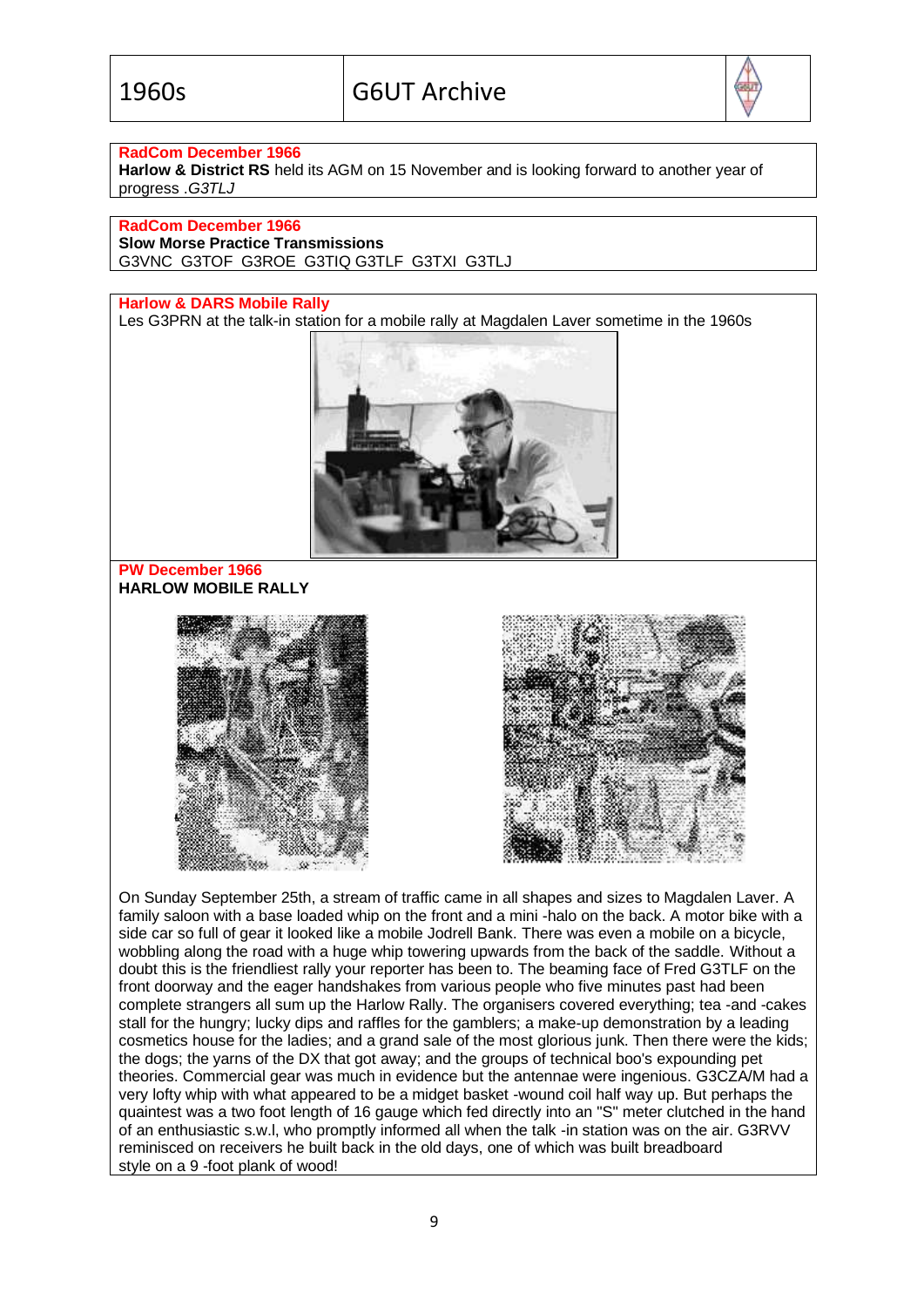**RadCom December 1966**

**Harlow & District RS** held its AGM on 15 November and is looking forward to another year of progress .*G3TLJ*

**RadCom December 1966**

**Slow Morse Practice Transmissions**

G3VNC G3TOF G3ROE G3TIQ G3TLF G3TXI G3TLJ

**Harlow & DARS Mobile Rally**

Les G3PRN at the talk-in station for a mobile rally at Magdalen Laver sometime in the 1960s

**PW December 1966**

**HARLOW MOBILE RALLY**

On Sunday September 25th, a stream of traffic came in all shapes and sizes to Magdalen Laver. A family saloon with a base loaded whip on the front and a mini -halo on the back. A motor bike with a side car so full of gear it looked like a mobile Jodrell Bank. There was even a mobile on a bicycle, wobbling along the road with a huge whip towering upwards from the back of the saddle. Without a doubt this is the friendliest rally your reporter has been to. The beaming face of Fred G3TLF on the front doorway and the eager handshakes from various people who five minutes past had been complete strangers all sum up the Harlow Rally. The organisers covered everything; tea -and -cakes stall for the hungry; lucky dips and raffles for the gamblers; a make-up demonstration by a leading cosmetics house for the ladies; and a grand sale of the most glorious junk. Then there were the kids; the dogs; the yarns of the DX that got away; and the groups of technical boo's expounding pet theories. Commercial gear was much in evidence but the antennae were ingenious. G3CZA/M had a very lofty whip with what appeared to be a midget basket -wound coil half way up. But perhaps the quaintest was a two foot length of 16 gauge which fed directly into an "S" meter clutched in the hand of an enthusiastic s.w.l, who promptly informed all when the talk -in station was on the air. G3RVV reminisced on receivers he built back in the old days, one of which was built breadboard style on a 9 -foot plank of wood!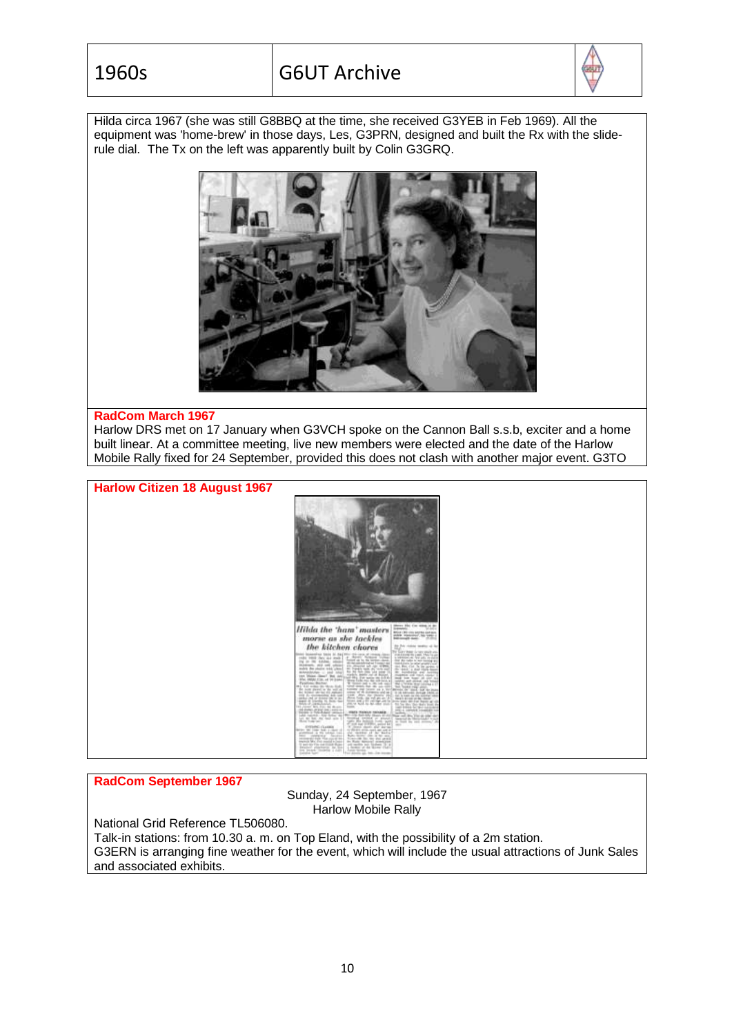Hilda circa 1967 (she was still G8BBQ at the time, she received G3YEB in Feb 1969). All the equipment was 'home-brew' in those days, Les, G3PRN, designed and built the Rx with the slide-rule dial. The Tx on the left was apparently built by Colin G3GRQ.

**RadCom March 1967**

Harlow DRS met on 17 January when G3VCH spoke on the Cannon Ball s.s.b, exciter and a home built linear. At a committee meeting, live new members were elected and the date of the Harlow Mobile Rally fixed for 24 September, provided this does not clash with another major event. G3TO

**Harlow Citizen 18 August 1967**

**RadCom September 1967**

Sunday, 24 September, 1967
Harlow Mobile Rally

National Grid Reference TL506080.
Talk-in stations: from 10.30 a. m. on Top Eland, with the possibility of a 2m station.
G3ERN is arranging fine weather for the event, which will include the usual attractions of Junk Sales and associated exhibits.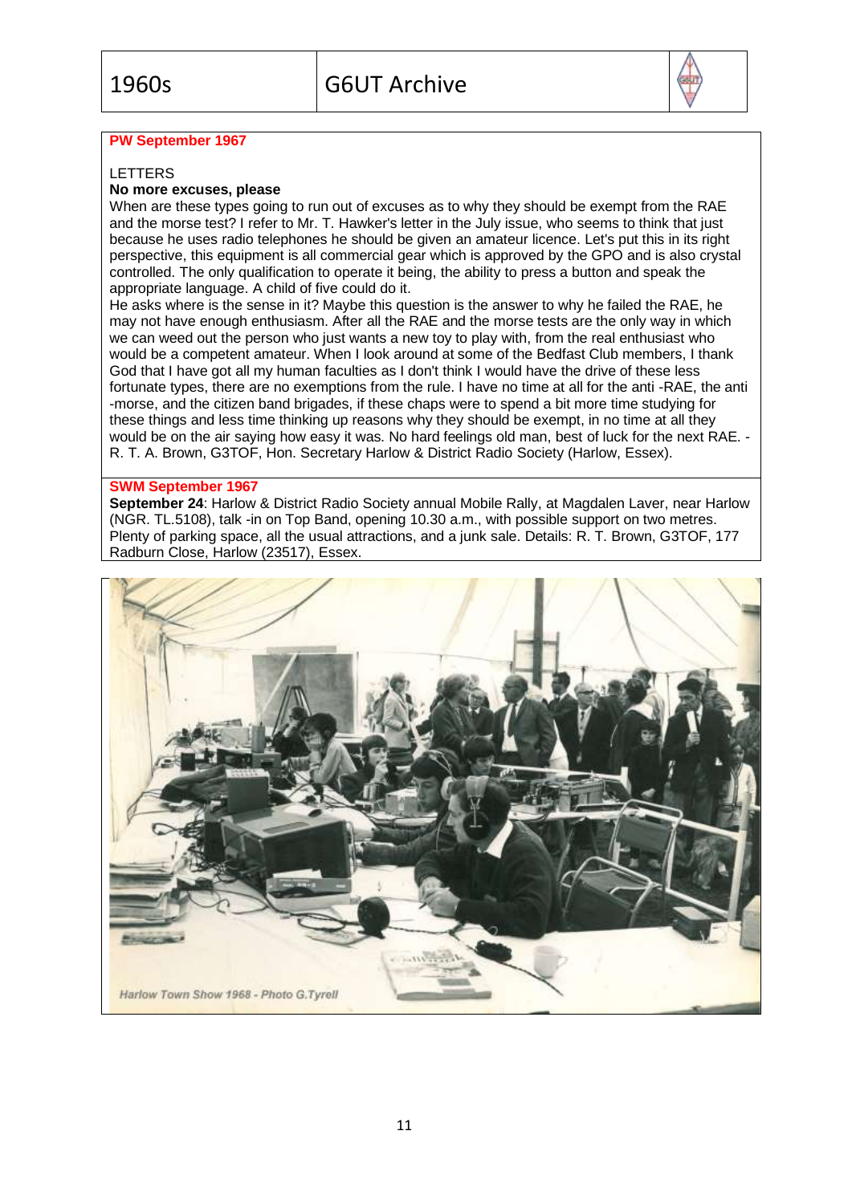**PW September 1967**

LETTERS

**No more excuses, please**

When are these types going to run out of excuses as to why they should be exempt from the RAE and the morse test? I refer to Mr. T. Hawker's letter in the July issue, who seems to think that just because he uses radio telephones he should be given an amateur licence. Let's put this in its right perspective, this equipment is all commercial gear which is approved by the GPO and is also crystal controlled. The only qualification to operate it being, the ability to press a button and speak the appropriate language. A child of five could do it.

He asks where is the sense in it? Maybe this question is the answer to why he failed the RAE, he may not have enough enthusiasm. After all the RAE and the morse tests are the only way in which we can weed out the person who just wants a new toy to play with, from the real enthusiast who would be a competent amateur. When I look around at some of the Bedfast Club members, I thank God that I have got all my human faculties as I don't think I would have the drive of these less fortunate types, there are no exemptions from the rule. I have no time at all for the anti -RAE, the anti -morse, and the citizen band brigades, if these chaps were to spend a bit more time studying for these things and less time thinking up reasons why they should be exempt, in no time at all they would be on the air saying how easy it was. No hard feelings old man, best of luck for the next RAE. - R. T. A. Brown, G3TOF, Hon. Secretary Harlow & District Radio Society (Harlow, Essex).

**SWM September 1967**

**September 24**: Harlow & District Radio Society annual Mobile Rally, at Magdalen Laver, near Harlow (NGR. TL.5108), talk -in on Top Band, opening 10.30 a.m., with possible support on two metres. Plenty of parking space, all the usual attractions, and a junk sale. Details: R. T. Brown, G3TOF, 177 Radburn Close, Harlow (23517), Essex.

*Harlow Town Show 1968 - Photo G.Tyrell*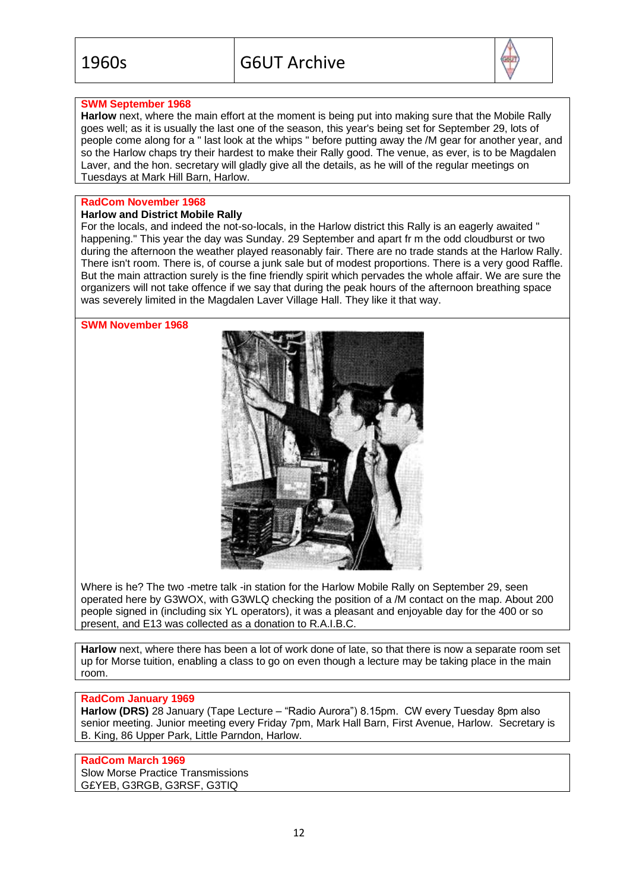**SWM September 1968**

**Harlow** next, where the main effort at the moment is being put into making sure that the Mobile Rally goes well; as it is usually the last one of the season, this year's being set for September 29, lots of people come along for a " last look at the whips " before putting away the /M gear for another year, and so the Harlow chaps try their hardest to make their Rally good. The venue, as ever, is to be Magdalen Laver, and the hon. secretary will gladly give all the details, as he will of the regular meetings on Tuesdays at Mark Hill Barn, Harlow.

**RadCom November 1968**

**Harlow and District Mobile Rally**

For the locals, and indeed the not-so-locals, in the Harlow district this Rally is an eagerly awaited " happening." This year the day was Sunday. 29 September and apart fr m the odd cloudburst or two during the afternoon the weather played reasonably fair. There are no trade stands at the Harlow Rally. There isn't room. There is, of course a junk sale but of modest proportions. There is a very good Raffle. But the main attraction surely is the fine friendly spirit which pervades the whole affair. We are sure the organizers will not take offence if we say that during the peak hours of the afternoon breathing space was severely limited in the Magdalen Laver Village Hall. They like it that way.

**SWM November 1968**

Where is he? The two -metre talk -in station for the Harlow Mobile Rally on September 29, seen operated here by G3WOX, with G3WLQ checking the position of a /M contact on the map. About 200 people signed in (including six YL operators), it was a pleasant and enjoyable day for the 400 or so present, and E13 was collected as a donation to R.A.I.B.C.

**Harlow** next, where there has been a lot of work done of late, so that there is now a separate room set up for Morse tuition, enabling a class to go on even though a lecture may be taking place in the main room.

**RadCom January 1969**

**Harlow (DRS)** 28 January (Tape Lecture – "Radio Aurora") 8.15pm. CW every Tuesday 8pm also senior meeting. Junior meeting every Friday 7pm, Mark Hall Barn, First Avenue, Harlow. Secretary is B. King, 86 Upper Park, Little Parndon, Harlow.

**RadCom March 1969**

Slow Morse Practice Transmissions

G£YEB, G3RGB, G3RSF, G3TIQ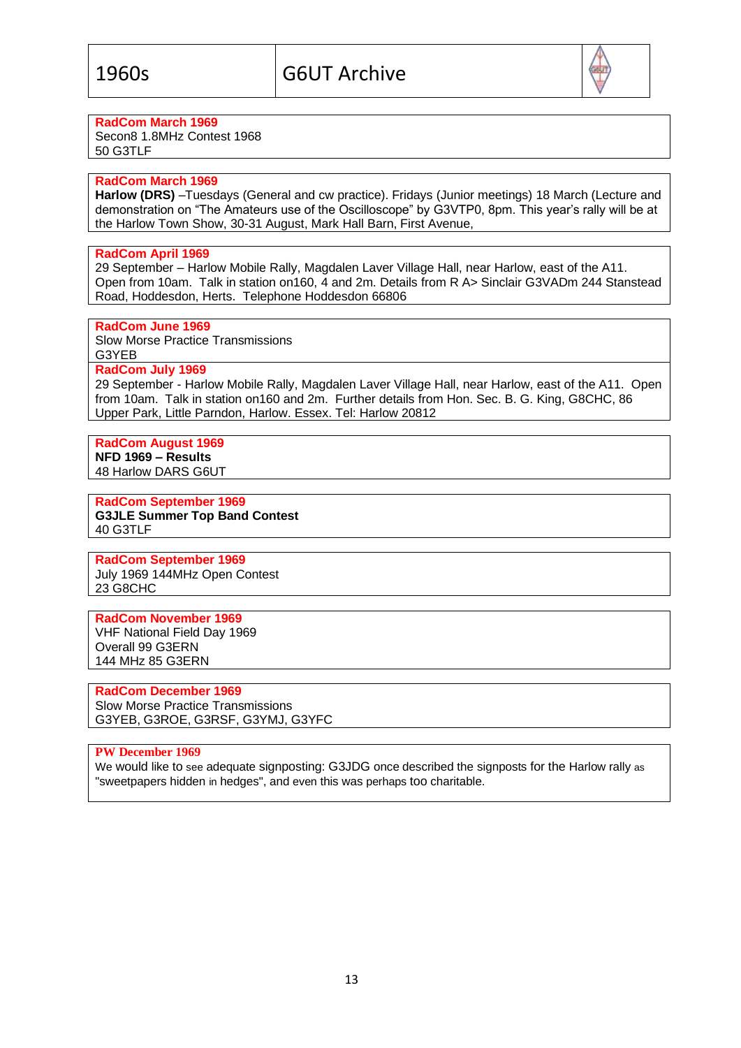**RadCom March 1969**
Secon8 1.8MHz Contest 1968
50 G3TLF

**RadCom March 1969**
**Harlow (DRS)** –Tuesdays (General and cw practice). Fridays (Junior meetings) 18 March (Lecture and demonstration on "The Amateurs use of the Oscilloscope" by G3VTP0, 8pm. This year's rally will be at the Harlow Town Show, 30-31 August, Mark Hall Barn, First Avenue,

**RadCom April 1969**
29 September – Harlow Mobile Rally, Magdalen Laver Village Hall, near Harlow, east of the A11. Open from 10am. Talk in station on160, 4 and 2m. Details from R A> Sinclair G3VADm 244 Stanstead Road, Hoddesdon, Herts. Telephone Hoddesdon 66806

**RadCom June 1969**
Slow Morse Practice Transmissions
G3YEB

**RadCom July 1969**
29 September - Harlow Mobile Rally, Magdalen Laver Village Hall, near Harlow, east of the A11. Open from 10am. Talk in station on160 and 2m. Further details from Hon. Sec. B. G. King, G8CHC, 86 Upper Park, Little Parndon, Harlow. Essex. Tel: Harlow 20812

**RadCom August 1969**
**NFD 1969 – Results**
48 Harlow DARS G6UT

**RadCom September 1969**
**G3JLE Summer Top Band Contest**
40 G3TLF

**RadCom September 1969**
July 1969 144MHz Open Contest
23 G8CHC

**RadCom November 1969**
VHF National Field Day 1969
Overall 99 G3ERN
144 MHz 85 G3ERN

**RadCom December 1969**
Slow Morse Practice Transmissions
G3YEB, G3ROE, G3RSF, G3YMJ, G3YFC

**PW December 1969**
We would like to see adequate signposting: G3JDG once described the signposts for the Harlow rally as "sweetpapers hidden in hedges", and even this was perhaps too charitable.